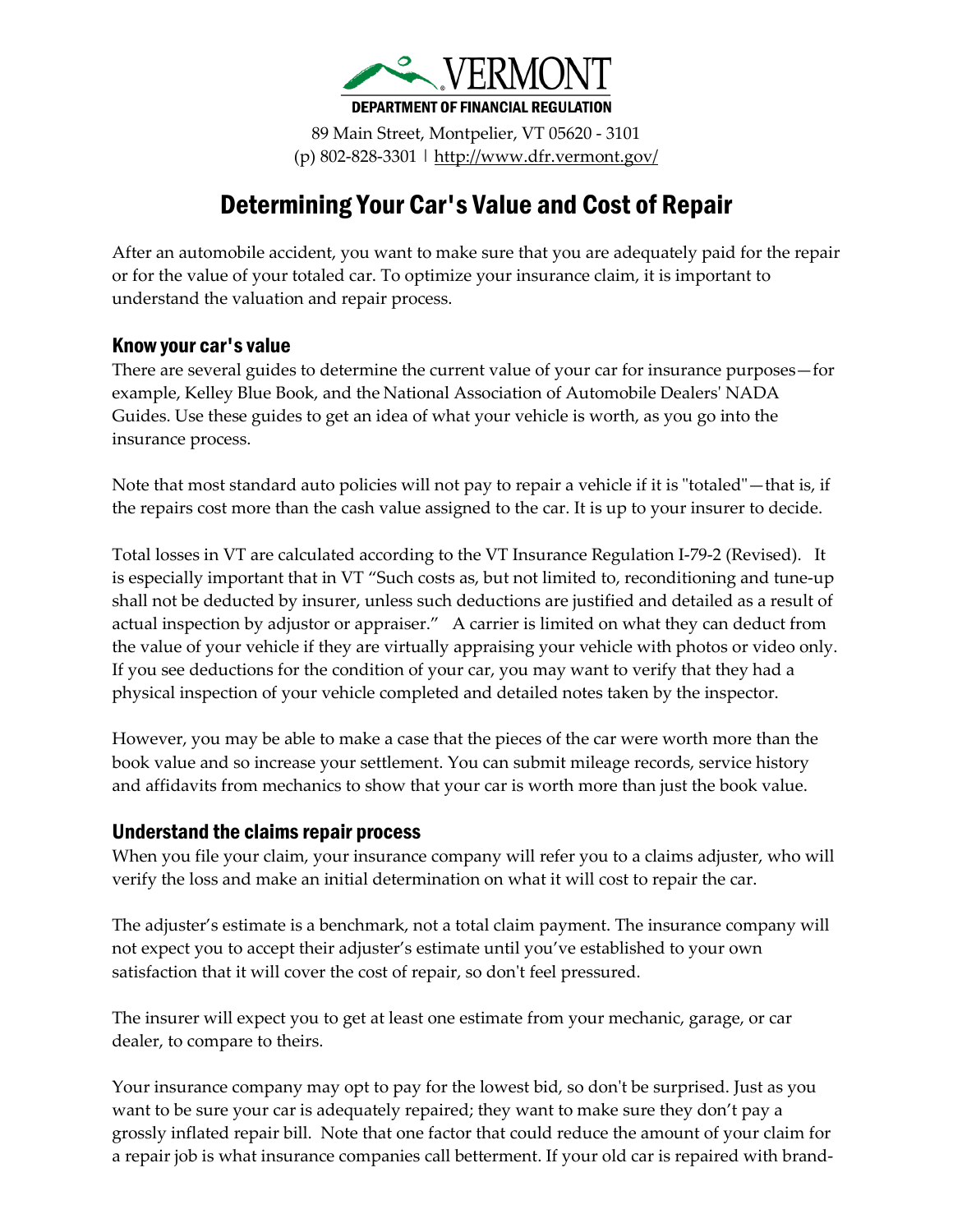VERMONT

DEPARTMENT OF FINANCIAL REGULATION

89 Main Street, Montpelier, VT 05620 - 3101
(p) 802-828-3301 | http://www.dfr.vermont.gov/

# Determining Your Car's Value and Cost of Repair

After an automobile accident, you want to make sure that you are adequately paid for the repair or for the value of your totaled car. To optimize your insurance claim, it is important to understand the valuation and repair process.

## Know your car's value

There are several guides to determine the current value of your car for insurance purposes—for example, Kelley Blue Book, and the National Association of Automobile Dealers' NADA Guides. Use these guides to get an idea of what your vehicle is worth, as you go into the insurance process.

Note that most standard auto policies will not pay to repair a vehicle if it is "totaled"—that is, if the repairs cost more than the cash value assigned to the car. It is up to your insurer to decide.

Total losses in VT are calculated according to the VT Insurance Regulation I-79-2 (Revised). It is especially important that in VT "Such costs as, but not limited to, reconditioning and tune-up shall not be deducted by insurer, unless such deductions are justified and detailed as a result of actual inspection by adjustor or appraiser." A carrier is limited on what they can deduct from the value of your vehicle if they are virtually appraising your vehicle with photos or video only. If you see deductions for the condition of your car, you may want to verify that they had a physical inspection of your vehicle completed and detailed notes taken by the inspector.

However, you may be able to make a case that the pieces of the car were worth more than the book value and so increase your settlement. You can submit mileage records, service history and affidavits from mechanics to show that your car is worth more than just the book value.

## Understand the claims repair process

When you file your claim, your insurance company will refer you to a claims adjuster, who will verify the loss and make an initial determination on what it will cost to repair the car.

The adjuster's estimate is a benchmark, not a total claim payment. The insurance company will not expect you to accept their adjuster's estimate until you've established to your own satisfaction that it will cover the cost of repair, so don't feel pressured.

The insurer will expect you to get at least one estimate from your mechanic, garage, or car dealer, to compare to theirs.

Your insurance company may opt to pay for the lowest bid, so don't be surprised. Just as you want to be sure your car is adequately repaired; they want to make sure they don't pay a grossly inflated repair bill. Note that one factor that could reduce the amount of your claim for a repair job is what insurance companies call betterment. If your old car is repaired with brand-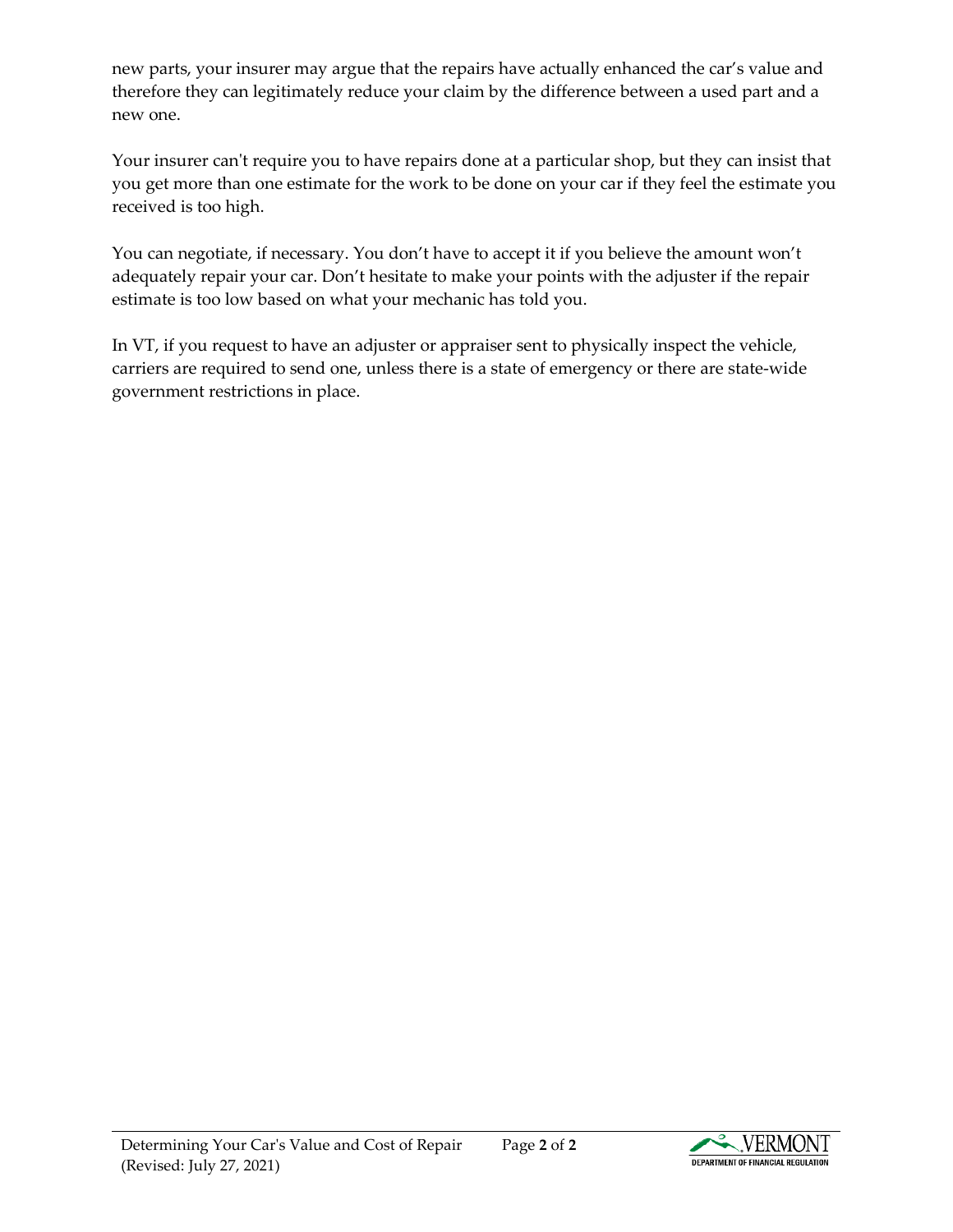new parts, your insurer may argue that the repairs have actually enhanced the car's value and therefore they can legitimately reduce your claim by the difference between a used part and a new one.

Your insurer can't require you to have repairs done at a particular shop, but they can insist that you get more than one estimate for the work to be done on your car if they feel the estimate you received is too high.

You can negotiate, if necessary. You don't have to accept it if you believe the amount won't adequately repair your car. Don't hesitate to make your points with the adjuster if the repair estimate is too low based on what your mechanic has told you.

In VT, if you request to have an adjuster or appraiser sent to physically inspect the vehicle, carriers are required to send one, unless there is a state of emergency or there are state-wide government restrictions in place.